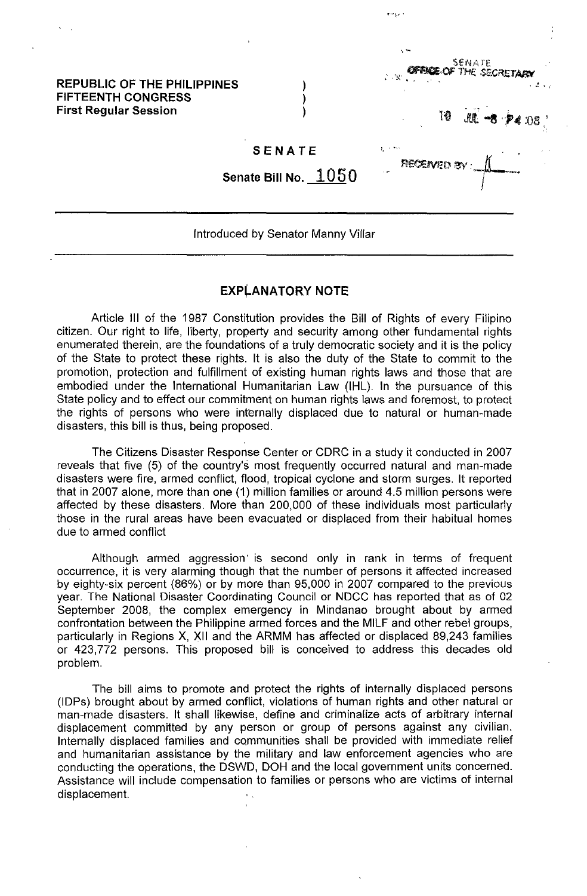**REPUBLIC OF THE PHILIPPINES**
**FIFTEENTH CONGRESS**
**First Regular Session**

SENATE
OFFICE OF THE SECRETARY

10 JUL -8 P4 :08

RECEIVED BY:

**SENATE**

**Senate Bill No. 1050**

---

Introduced by Senator Manny Villar

---

## EXPLANATORY NOTE

Article III of the 1987 Constitution provides the Bill of Rights of every Filipino citizen. Our right to life, liberty, property and security among other fundamental rights enumerated therein, are the foundations of a truly democratic society and it is the policy of the State to protect these rights. It is also the duty of the State to commit to the promotion, protection and fulfillment of existing human rights laws and those that are embodied under the International Humanitarian Law (IHL). In the pursuance of this State policy and to effect our commitment on human rights laws and foremost, to protect the rights of persons who were internally displaced due to natural or human-made disasters, this bill is thus, being proposed.

The Citizens Disaster Response Center or CDRC in a study it conducted in 2007 reveals that five (5) of the country's most frequently occurred natural and man-made disasters were fire, armed conflict, flood, tropical cyclone and storm surges. It reported that in 2007 alone, more than one (1) million families or around 4.5 million persons were affected by these disasters. More than 200,000 of these individuals most particularly those in the rural areas have been evacuated or displaced from their habitual homes due to armed conflict

Although armed aggression is second only in rank in terms of frequent occurrence, it is very alarming though that the number of persons it affected increased by eighty-six percent (86%) or by more than 95,000 in 2007 compared to the previous year. The National Disaster Coordinating Council or NDCC has reported that as of 02 September 2008, the complex emergency in Mindanao brought about by armed confrontation between the Philippine armed forces and the MILF and other rebel groups, particularly in Regions X, XII and the ARMM has affected or displaced 89,243 families or 423,772 persons. This proposed bill is conceived to address this decades old problem.

The bill aims to promote and protect the rights of internally displaced persons (IDPs) brought about by armed conflict, violations of human rights and other natural or man-made disasters. It shall likewise, define and criminalize acts of arbitrary internal displacement committed by any person or group of persons against any civilian. Internally displaced families and communities shall be provided with immediate relief and humanitarian assistance by the military and law enforcement agencies who are conducting the operations, the DSWD, DOH and the local government units concerned. Assistance will include compensation to families or persons who are victims of internal displacement.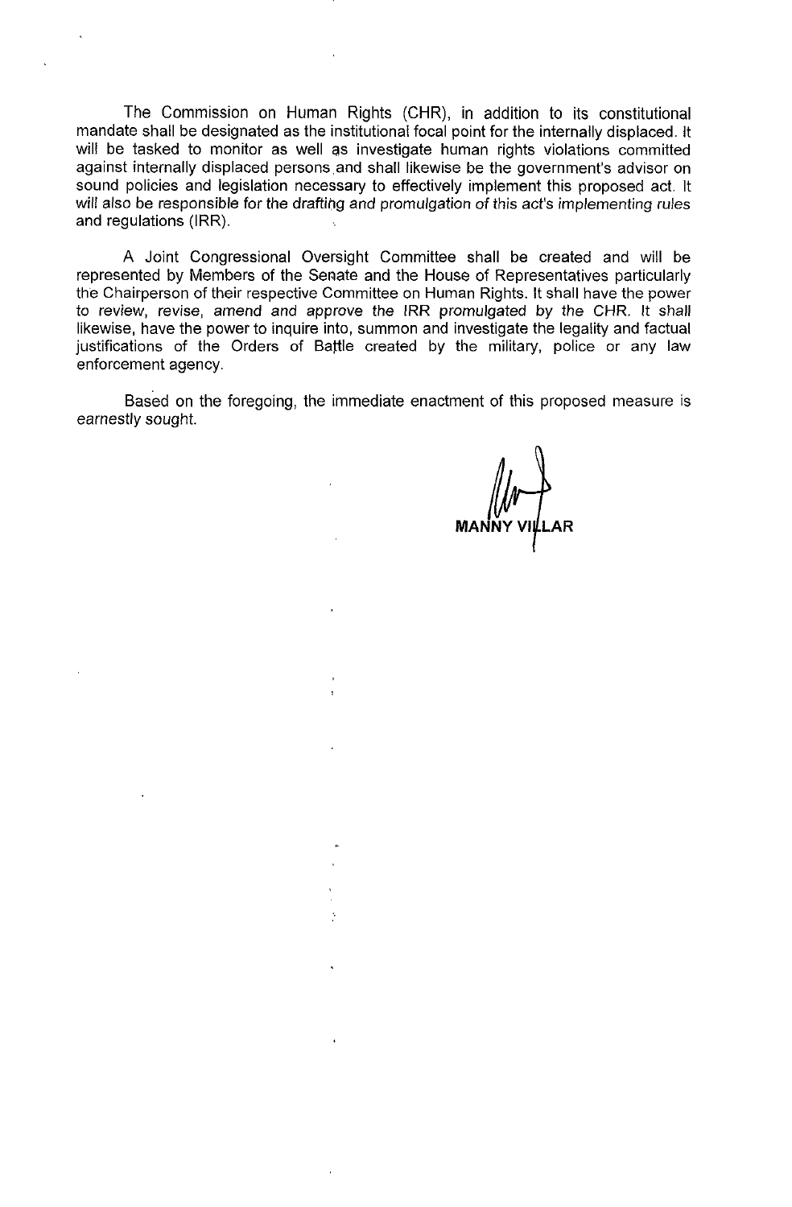The Commission on Human Rights (CHR), in addition to its constitutional mandate shall be designated as the institutional focal point for the internally displaced. It will be tasked to monitor as well as investigate human rights violations committed against internally displaced persons and shall likewise be the government's advisor on sound policies and legislation necessary to effectively implement this proposed act. It will also be responsible for the drafting and promulgation of this act's implementing rules and regulations (IRR).

A Joint Congressional Oversight Committee shall be created and will be represented by Members of the Senate and the House of Representatives particularly the Chairperson of their respective Committee on Human Rights. It shall have the power to review, revise, amend and approve the IRR promulgated by the CHR. It shall likewise, have the power to inquire into, summon and investigate the legality and factual justifications of the Orders of Battle created by the military, police or any law enforcement agency.

Based on the foregoing, the immediate enactment of this proposed measure is earnestly sought.

**MANNY VILLAR**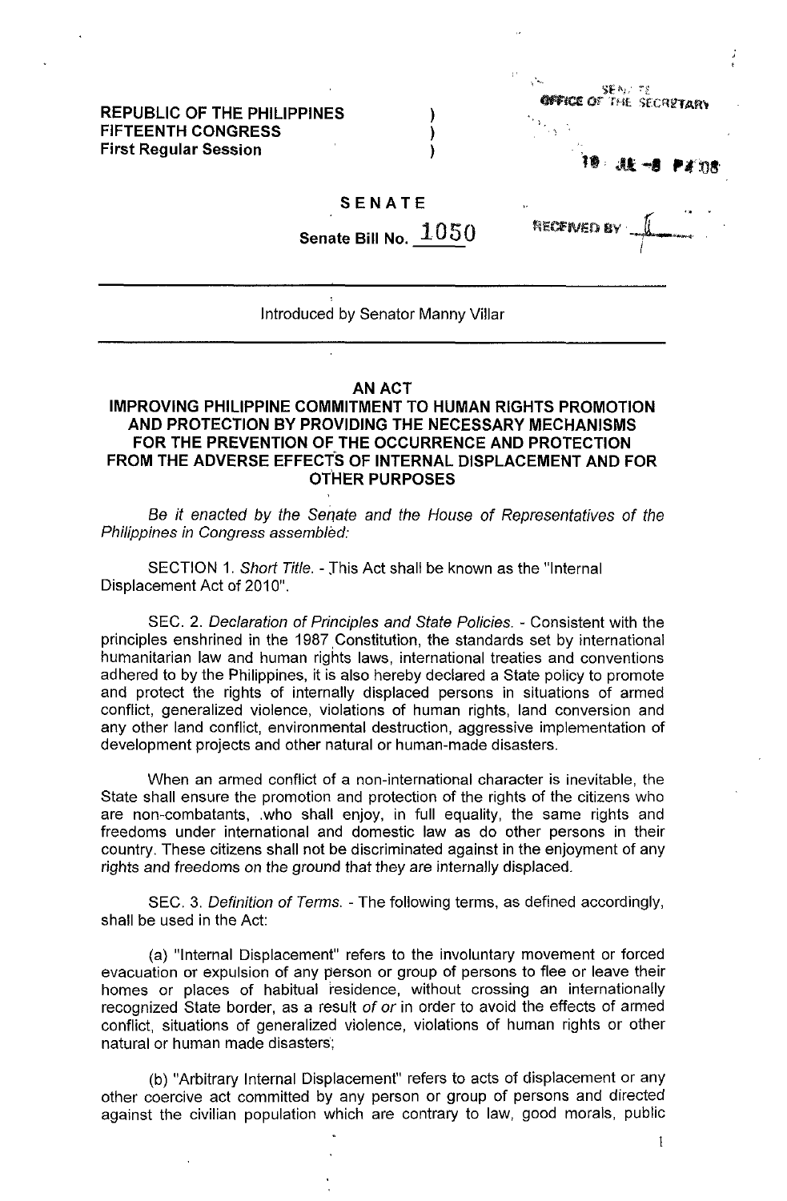REPUBLIC OF THE PHILIPPINES )
FIFTEENTH CONGRESS )
First Regular Session )

SENATE
OFFICE OF THE SECRETARY

10 JUL -8 P4:08

RECEIVED BY

**SENATE**

**Senate Bill No. 1050**

---

Introduced by Senator Manny Villar

---

**AN ACT**
**IMPROVING PHILIPPINE COMMITMENT TO HUMAN RIGHTS PROMOTION AND PROTECTION BY PROVIDING THE NECESSARY MECHANISMS FOR THE PREVENTION OF THE OCCURRENCE AND PROTECTION FROM THE ADVERSE EFFECTS OF INTERNAL DISPLACEMENT AND FOR OTHER PURPOSES**

*Be it enacted by the Senate and the House of Representatives of the Philippines in Congress assembled:*

SECTION 1. *Short Title.* - This Act shall be known as the "Internal Displacement Act of 2010".

SEC. 2. *Declaration of Principles and State Policies.* - Consistent with the principles enshrined in the 1987 Constitution, the standards set by international humanitarian law and human rights laws, international treaties and conventions adhered to by the Philippines, it is also hereby declared a State policy to promote and protect the rights of internally displaced persons in situations of armed conflict, generalized violence, violations of human rights, land conversion and any other land conflict, environmental destruction, aggressive implementation of development projects and other natural or human-made disasters.

When an armed conflict of a non-international character is inevitable, the State shall ensure the promotion and protection of the rights of the citizens who are non-combatants, who shall enjoy, in full equality, the same rights and freedoms under international and domestic law as do other persons in their country. These citizens shall not be discriminated against in the enjoyment of any rights and freedoms on the ground that they are internally displaced.

SEC. 3. *Definition of Terms.* - The following terms, as defined accordingly, shall be used in the Act:

(a) "Internal Displacement" refers to the involuntary movement or forced evacuation or expulsion of any person or group of persons to flee or leave their homes or places of habitual residence, without crossing an internationally recognized State border, as a result *of or* in order to avoid the effects of armed conflict, situations of generalized violence, violations of human rights or other natural or human made disasters;

(b) "Arbitrary Internal Displacement" refers to acts of displacement or any other coercive act committed by any person or group of persons and directed against the civilian population which are contrary to law, good morals, public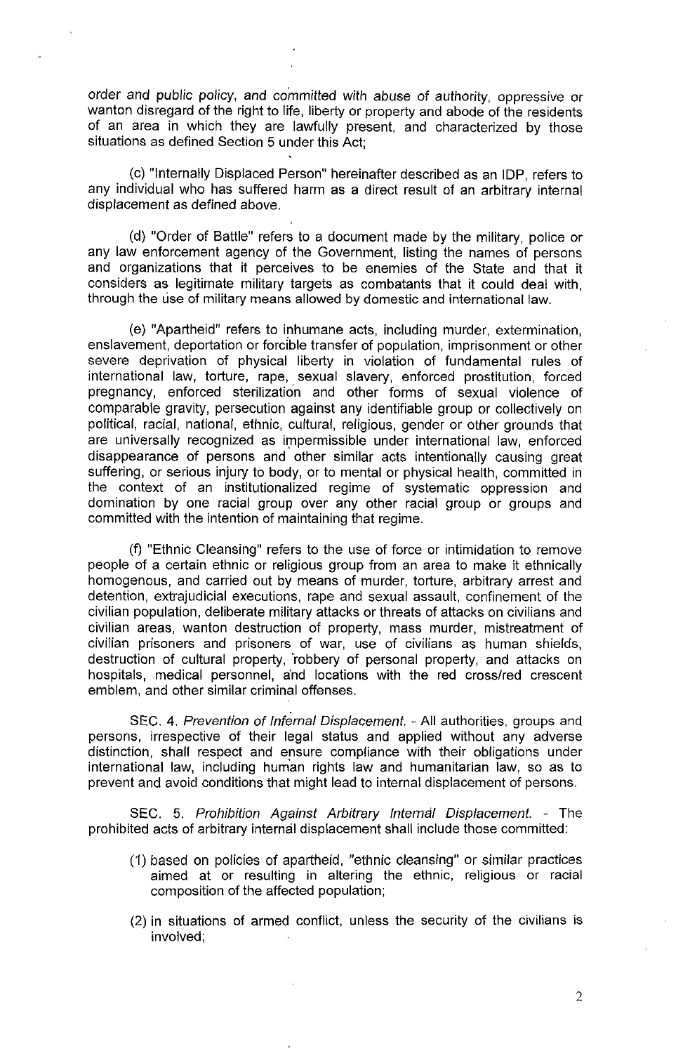order and public policy, and committed with abuse of authority, oppressive or wanton disregard of the right to life, liberty or property and abode of the residents of an area in which they are lawfully present, and characterized by those situations as defined Section 5 under this Act;

(c) "Internally Displaced Person" hereinafter described as an IDP, refers to any individual who has suffered harm as a direct result of an arbitrary internal displacement as defined above.

(d) "Order of Battle" refers to a document made by the military, police or any law enforcement agency of the Government, listing the names of persons and organizations that it perceives to be enemies of the State and that it considers as legitimate military targets as combatants that it could deal with, through the use of military means allowed by domestic and international law.

(e) "Apartheid" refers to inhumane acts, including murder, extermination, enslavement, deportation or forcible transfer of population, imprisonment or other severe deprivation of physical liberty in violation of fundamental rules of international law, torture, rape, sexual slavery, enforced prostitution, forced pregnancy, enforced sterilization and other forms of sexual violence of comparable gravity, persecution against any identifiable group or collectively on political, racial, national, ethnic, cultural, religious, gender or other grounds that are universally recognized as impermissible under international law, enforced disappearance of persons and other similar acts intentionally causing great suffering, or serious injury to body, or to mental or physical health, committed in the context of an institutionalized regime of systematic oppression and domination by one racial group over any other racial group or groups and committed with the intention of maintaining that regime.

(f) "Ethnic Cleansing" refers to the use of force or intimidation to remove people of a certain ethnic or religious group from an area to make it ethnically homogenous, and carried out by means of murder, torture, arbitrary arrest and detention, extrajudicial executions, rape and sexual assault, confinement of the civilian population, deliberate military attacks or threats of attacks on civilians and civilian areas, wanton destruction of property, mass murder, mistreatment of civilian prisoners and prisoners of war, use of civilians as human shields, destruction of cultural property, robbery of personal property, and attacks on hospitals, medical personnel, and locations with the red cross/red crescent emblem, and other similar criminal offenses.

SEC. 4. *Prevention of Internal Displacement.* - All authorities, groups and persons, irrespective of their legal status and applied without any adverse distinction, shall respect and ensure compliance with their obligations under international law, including human rights law and humanitarian law, so as to prevent and avoid conditions that might lead to internal displacement of persons.

SEC. 5. *Prohibition Against Arbitrary Internal Displacement.* - The prohibited acts of arbitrary internal displacement shall include those committed:

(1) based on policies of apartheid, "ethnic cleansing" or similar practices aimed at or resulting in altering the ethnic, religious or racial composition of the affected population;

(2) in situations of armed conflict, unless the security of the civilians is involved;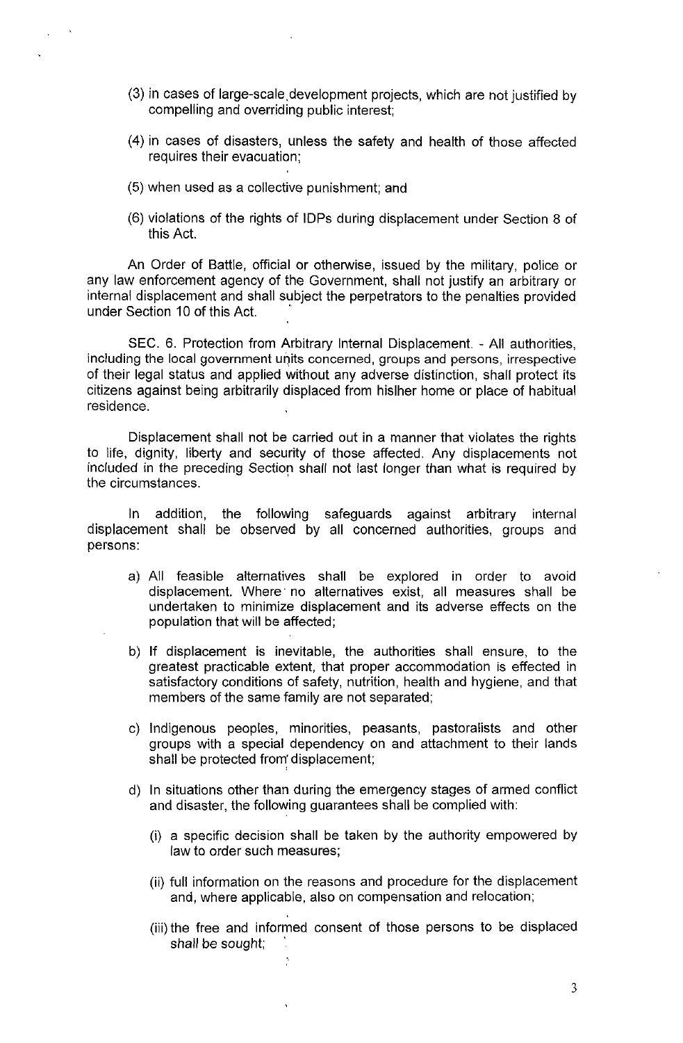(3) in cases of large-scale development projects, which are not justified by compelling and overriding public interest;

(4) in cases of disasters, unless the safety and health of those affected requires their evacuation;

(5) when used as a collective punishment; and

(6) violations of the rights of IDPs during displacement under Section 8 of this Act.

An Order of Battle, official or otherwise, issued by the military, police or any law enforcement agency of the Government, shall not justify an arbitrary or internal displacement and shall subject the perpetrators to the penalties provided under Section 10 of this Act.

SEC. 6. Protection from Arbitrary Internal Displacement. - All authorities, including the local government units concerned, groups and persons, irrespective of their legal status and applied without any adverse distinction, shall protect its citizens against being arbitrarily displaced from his/her home or place of habitual residence.

Displacement shall not be carried out in a manner that violates the rights to life, dignity, liberty and security of those affected. Any displacements not included in the preceding Section shall not last longer than what is required by the circumstances.

In addition, the following safeguards against arbitrary internal displacement shall be observed by all concerned authorities, groups and persons:

a) All feasible alternatives shall be explored in order to avoid displacement. Where no alternatives exist, all measures shall be undertaken to minimize displacement and its adverse effects on the population that will be affected;

b) If displacement is inevitable, the authorities shall ensure, to the greatest practicable extent, that proper accommodation is effected in satisfactory conditions of safety, nutrition, health and hygiene, and that members of the same family are not separated;

c) Indigenous peoples, minorities, peasants, pastoralists and other groups with a special dependency on and attachment to their lands shall be protected from displacement;

d) In situations other than during the emergency stages of armed conflict and disaster, the following guarantees shall be complied with:

   (i) a specific decision shall be taken by the authority empowered by law to order such measures;

   (ii) full information on the reasons and procedure for the displacement and, where applicable, also on compensation and relocation;

   (iii) the free and informed consent of those persons to be displaced shall be sought;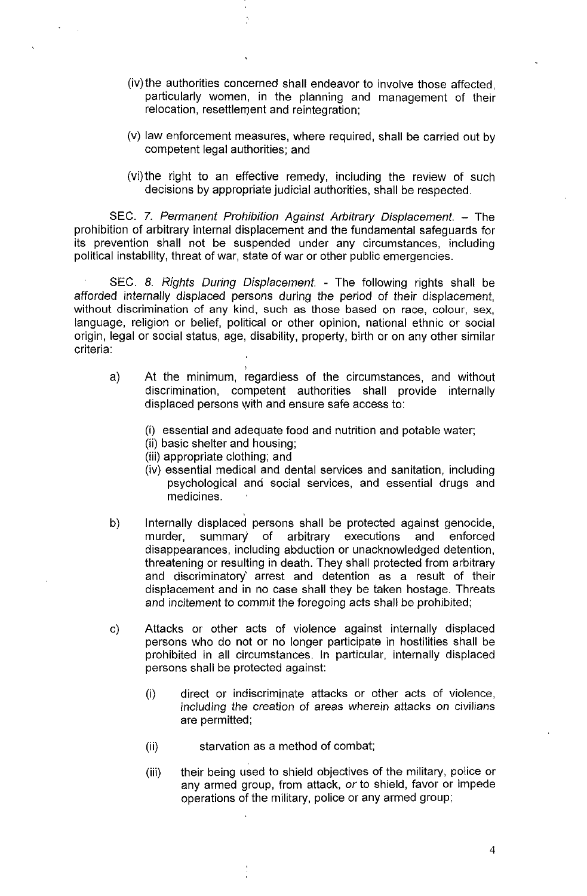(iv) the authorities concerned shall endeavor to involve those affected, particularly women, in the planning and management of their relocation, resettlement and reintegration;

(v) law enforcement measures, where required, shall be carried out by competent legal authorities; and

(vi) the right to an effective remedy, including the review of such decisions by appropriate judicial authorities, shall be respected.

SEC. 7. *Permanent Prohibition Against Arbitrary Displacement.* – The prohibition of arbitrary internal displacement and the fundamental safeguards for its prevention shall not be suspended under any circumstances, including political instability, threat of war, state of war or other public emergencies.

SEC. 8. *Rights During Displacement.* - The following rights shall be afforded internally displaced persons during the period of their displacement, without discrimination of any kind, such as those based on race, colour, sex, language, religion or belief, political or other opinion, national ethnic or social origin, legal or social status, age, disability, property, birth or on any other similar criteria:

a) At the minimum, regardless of the circumstances, and without discrimination, competent authorities shall provide internally displaced persons with and ensure safe access to:

   (i) essential and adequate food and nutrition and potable water;
   (ii) basic shelter and housing;
   (iii) appropriate clothing; and
   (iv) essential medical and dental services and sanitation, including psychological and social services, and essential drugs and medicines.

b) Internally displaced persons shall be protected against genocide, murder, summary of arbitrary executions and enforced disappearances, including abduction or unacknowledged detention, threatening or resulting in death. They shall protected from arbitrary and discriminatory arrest and detention as a result of their displacement and in no case shall they be taken hostage. Threats and incitement to commit the foregoing acts shall be prohibited;

c) Attacks or other acts of violence against internally displaced persons who do not or no longer participate in hostilities shall be prohibited in all circumstances. In particular, internally displaced persons shall be protected against:

   (i) direct or indiscriminate attacks or other acts of violence, including the creation of areas wherein attacks on civilians are permitted;

   (ii) starvation as a method of combat;

   (iii) their being used to shield objectives of the military, police or any armed group, from attack, *or* to shield, favor or impede operations of the military, police or any armed group;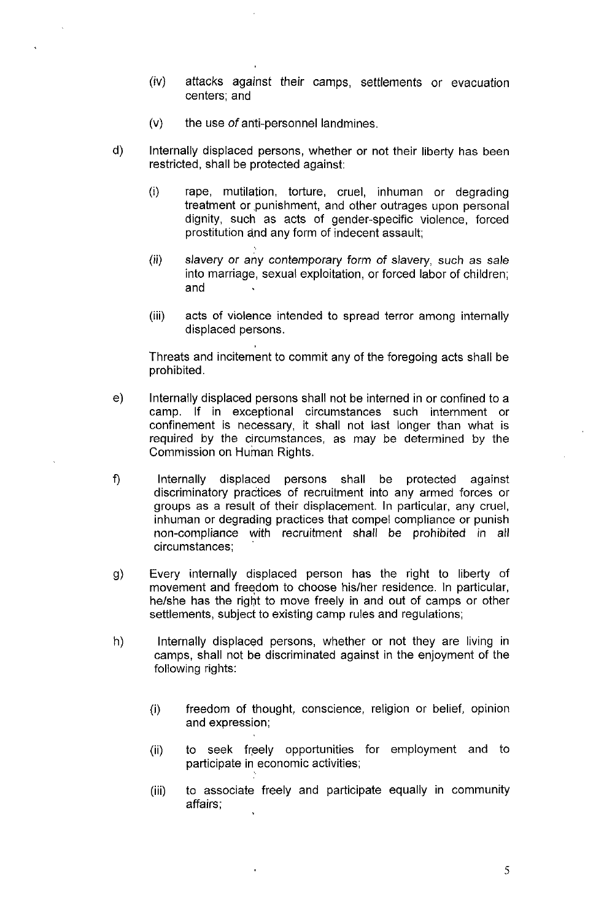(iv) attacks against their camps, settlements or evacuation centers; and

(v) the use *of* anti-personnel landmines.

d) Internally displaced persons, whether or not their liberty has been restricted, shall be protected against:

(i) rape, mutilation, torture, cruel, inhuman or degrading treatment or punishment, and other outrages upon personal dignity, such as acts of gender-specific violence, forced prostitution and any form of indecent assault;

(ii) *slavery or any contemporary form of slavery, such as sale* into marriage, sexual exploitation, or forced labor of children; and

(iii) acts of violence intended to spread terror among internally displaced persons.

Threats and incitement to commit any of the foregoing acts shall be prohibited.

e) Internally displaced persons shall not be interned in or confined to a camp. If in exceptional circumstances such internment or confinement is necessary, it shall not last longer than what is required by the circumstances, as may be determined by the Commission on Human Rights.

f) Internally displaced persons shall be protected against discriminatory practices of recruitment into any armed forces or groups as a result of their displacement. In particular, any cruel, inhuman or degrading practices that compel compliance or punish non-compliance with recruitment shall be prohibited in all circumstances;

g) Every internally displaced person has the right to liberty of movement and freedom to choose his/her residence. In particular, he/she has the right to move freely in and out of camps or other settlements, subject to existing camp rules and regulations;

h) Internally displaced persons, whether or not they are living in camps, shall not be discriminated against in the enjoyment of the following rights:

(i) freedom of thought, conscience, religion or belief, opinion and expression;

(ii) to seek freely opportunities for employment and to participate in economic activities;

(iii) to associate freely and participate equally in community affairs;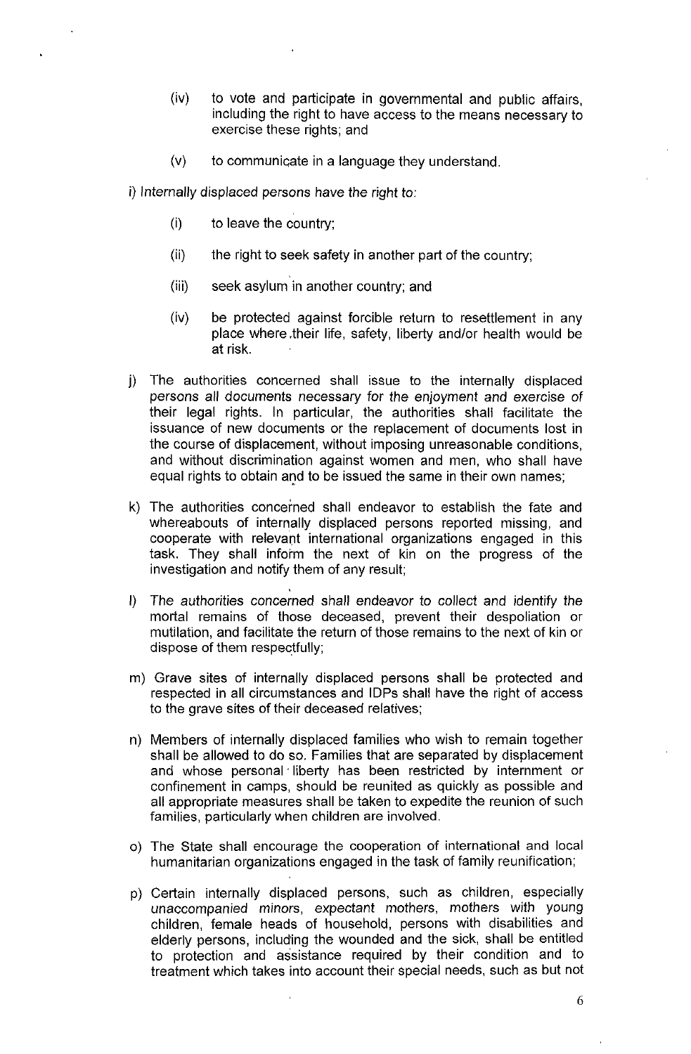(iv) to vote and participate in governmental and public affairs, including the right to have access to the means necessary to exercise these rights; and

(v) to communicate in a language they understand.

*i) Internally displaced persons have the right to:*

(i) to leave the country;

(ii) the right to seek safety in another part of the country;

(iii) seek asylum in another country; and

(iv) be protected against forcible return to resettlement in any place where their life, safety, liberty and/or health would be at risk.

j) The authorities concerned shall issue to the internally displaced persons *all documents necessary for the enjoyment and exercise of* their legal rights. In particular, the authorities shall facilitate the issuance of new documents or the replacement of documents lost in the course of displacement, without imposing unreasonable conditions, and without discrimination against women and men, who shall have equal rights to obtain and to be issued the same in their own names;

k) The authorities concerned shall endeavor to establish the fate and whereabouts of internally displaced persons reported missing, and cooperate with relevant international organizations engaged in this task. They shall inform the next of kin on the progress of the investigation and notify them of any result;

l) The *authorities concerned shall endeavor to collect and identify the* mortal remains of those deceased, prevent their despoliation or mutilation, and facilitate the return of those remains to the next of kin or dispose of them respectfully;

m) Grave sites of internally displaced persons shall be protected and respected in all circumstances and IDPs shall have the right of access to the grave sites of their deceased relatives;

n) Members of internally displaced families who wish to remain together shall be allowed to do so. Families that are separated by displacement and whose personal liberty has been restricted by internment or confinement in camps, should be reunited as quickly as possible and all appropriate measures shall be taken to expedite the reunion of such families, particularly when children are involved.

o) The State shall encourage the cooperation of international and local humanitarian organizations engaged in the task of family reunification;

p) Certain internally displaced persons, such as children, especially *unaccompanied minors, expectant mothers*, mothers with young children, female heads of household, persons with disabilities and elderly persons, including the wounded and the sick, shall be entitled to protection and assistance required by their condition and to treatment which takes into account their special needs, such as but not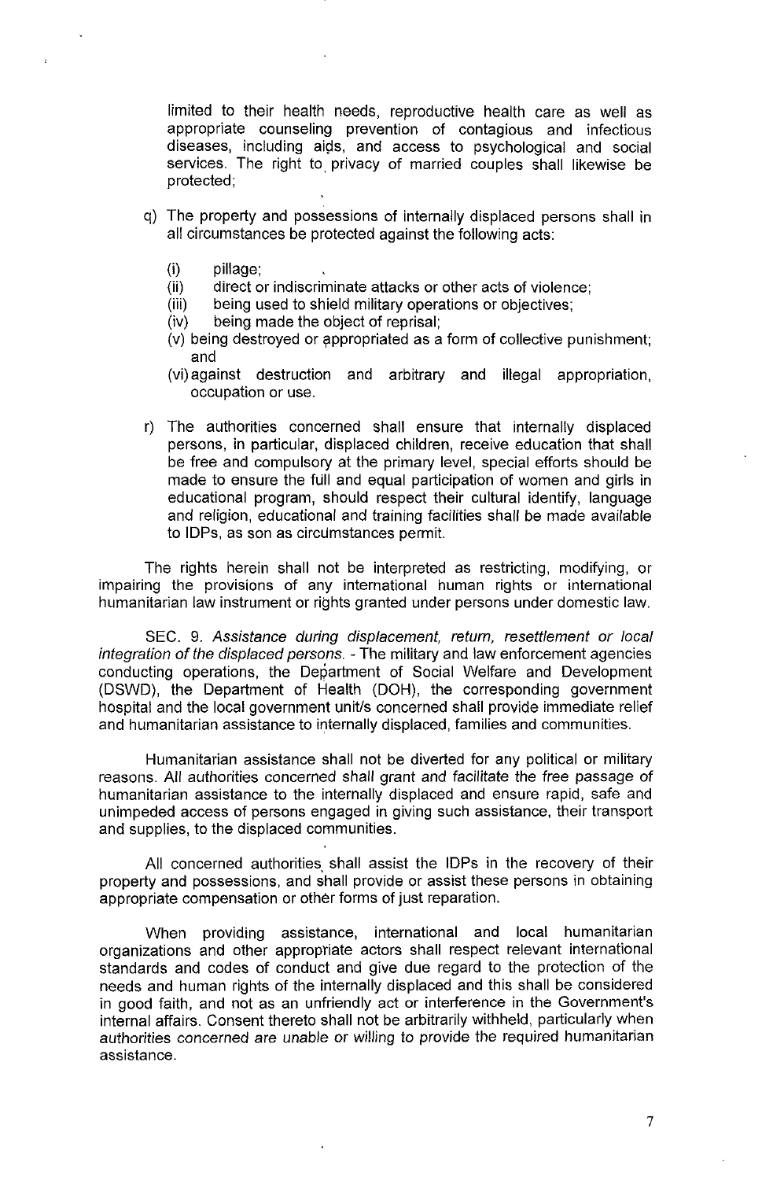limited to their health needs, reproductive health care as well as appropriate counseling prevention of contagious and infectious diseases, including aids, and access to psychological and social services. The right to privacy of married couples shall likewise be protected;

q) The property and possessions of internally displaced persons shall in all circumstances be protected against the following acts:

   (i) pillage;
   (ii) direct or indiscriminate attacks or other acts of violence;
   (iii) being used to shield military operations or objectives;
   (iv) being made the object of reprisal;
   (v) being destroyed or appropriated as a form of collective punishment; and
   (vi) against destruction and arbitrary and illegal appropriation, occupation or use.

r) The authorities concerned shall ensure that internally displaced persons, in particular, displaced children, receive education that shall be free and compulsory at the primary level, special efforts should be made to ensure the full and equal participation of women and girls in educational program, should respect their cultural identify, language and religion, educational and training facilities shall be made available to IDPs, as son as circumstances permit.

The rights herein shall not be interpreted as restricting, modifying, or impairing the provisions of any international human rights or international humanitarian law instrument or rights granted under persons under domestic law.

SEC. 9. *Assistance during displacement, return, resettlement or local integration of the displaced persons.* - The military and law enforcement agencies conducting operations, the Department of Social Welfare and Development (DSWD), the Department of Health (DOH), the corresponding government hospital and the local government unit/s concerned shall provide immediate relief and humanitarian assistance to internally displaced, families and communities.

Humanitarian assistance shall not be diverted for any political or military reasons. *All authorities concerned shall grant and facilitate the free passage of* humanitarian assistance to the internally displaced and ensure rapid, safe and unimpeded access of persons engaged in giving such assistance, their transport and supplies, to the displaced communities.

All concerned authorities shall assist the IDPs in the recovery of their property and possessions, and shall provide or assist these persons in obtaining appropriate compensation or other forms of just reparation.

When providing assistance, international and local humanitarian organizations and other appropriate actors shall respect relevant international standards and codes of conduct and give due regard to the protection of the needs and human rights of the internally displaced and this shall be considered in good faith, and not as an unfriendly act or interference in the Government's internal affairs. Consent thereto shall not be arbitrarily withheld, particularly when *authorities concerned are unable or willing to provide the required humanitarian* assistance.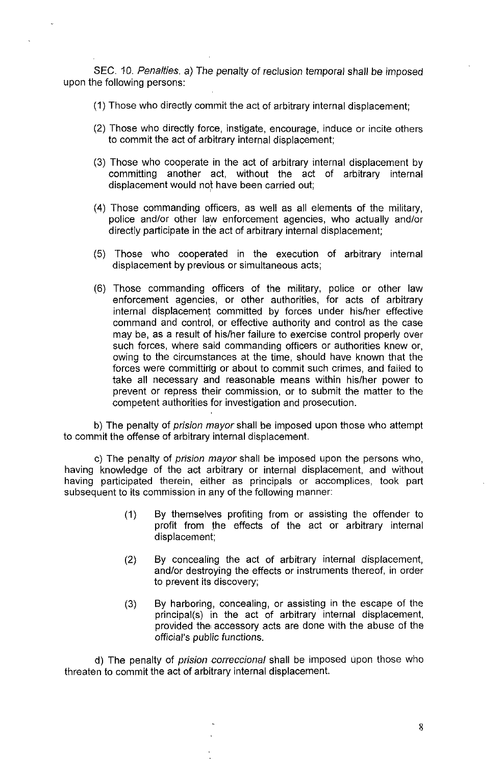SEC. 10. *Penalties.* a) The penalty of *reclusion temporal* shall be imposed upon the following persons:

(1) Those who directly commit the act of arbitrary internal displacement;

(2) Those who directly force, instigate, encourage, induce or incite others to commit the act of arbitrary internal displacement;

(3) Those who cooperate in the act of arbitrary internal displacement by committing another act, without the act of arbitrary internal displacement would not have been carried out;

(4) Those commanding officers, as well as all elements of the military, police and/or other law enforcement agencies, who actually and/or directly participate in the act of arbitrary internal displacement;

(5) Those who cooperated in the execution of arbitrary internal displacement by previous or simultaneous acts;

(6) Those commanding officers of the military, police or other law enforcement agencies, or other authorities, for acts of arbitrary internal displacement committed by forces under his/her effective command and control, or effective authority and control as the case may be, as a result of his/her failure to exercise control properly over such forces, where said commanding officers or authorities knew or, owing to the circumstances at the time, should have known that the forces were committing or about to commit such crimes, and failed to take all necessary and reasonable means within his/her power to prevent or repress their commission, or to submit the matter to the competent authorities for investigation and prosecution.

b) The penalty of *prision mayor* shall be imposed upon those who attempt to commit the offense of arbitrary internal displacement.

c) The penalty of *prision mayor* shall be imposed upon the persons who, having knowledge of the act arbitrary or internal displacement, and without having participated therein, either as principals or accomplices, took part subsequent to its commission in any of the following manner:

(1) By themselves profiting from or assisting the offender to profit from the effects of the act or arbitrary internal displacement;

(2) By concealing the act of arbitrary internal displacement, and/or destroying the effects or instruments thereof, in order to prevent its discovery;

(3) By harboring, concealing, or assisting in the escape of the principal(s) in the act of arbitrary internal displacement, provided the accessory acts are done with the abuse of the official's public functions.

d) The penalty of *prision correccional* shall be imposed upon those who threaten to commit the act of arbitrary internal displacement.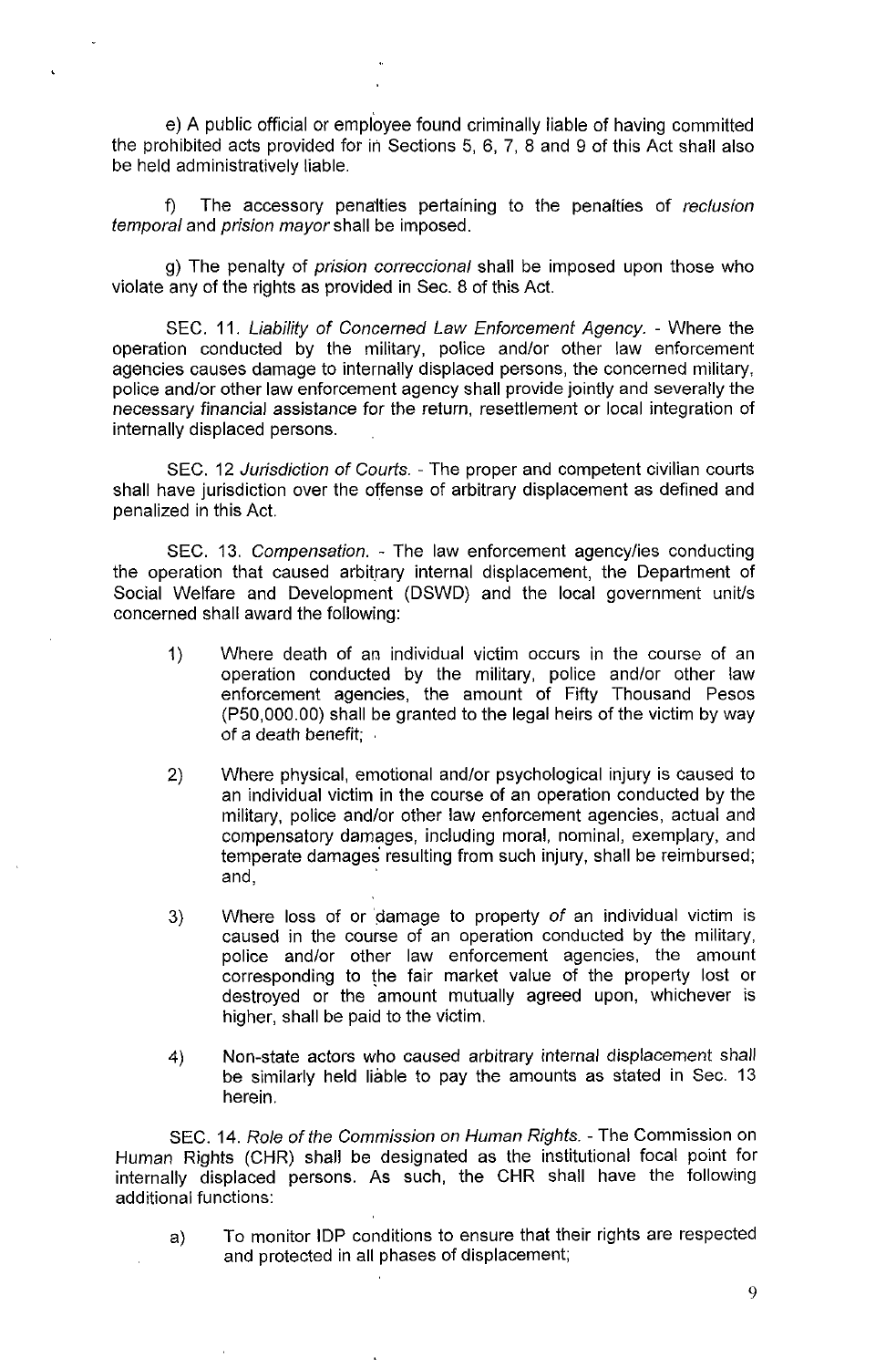e) A public official or employee found criminally liable of having committed the prohibited acts provided for in Sections 5, 6, 7, 8 and 9 of this Act shall also be held administratively liable.

f) The accessory penalties pertaining to the penalties of *reclusion temporal* and *prision mayor* shall be imposed.

g) The penalty of *prision correccional* shall be imposed upon those who violate any of the rights as provided in Sec. 8 of this Act.

SEC. 11. *Liability of Concerned Law Enforcement Agency.* - Where the operation conducted by the military, police and/or other law enforcement agencies causes damage to internally displaced persons, the concerned military, police and/or other law enforcement agency shall provide jointly and severally the necessary financial assistance for the return, resettlement or local integration of internally displaced persons.

SEC. 12 *Jurisdiction of Courts.* - The proper and competent civilian courts shall have jurisdiction over the offense of arbitrary displacement as defined and penalized in this Act.

SEC. 13. *Compensation.* - The law enforcement agency/ies conducting the operation that caused arbitrary internal displacement, the Department of Social Welfare and Development (DSWD) and the local government unit/s concerned shall award the following:

1) Where death of an individual victim occurs in the course of an operation conducted by the military, police and/or other law enforcement agencies, the amount of Fifty Thousand Pesos (P50,000.00) shall be granted to the legal heirs of the victim by way of a death benefit;

2) Where physical, emotional and/or psychological injury is caused to an individual victim in the course of an operation conducted by the military, police and/or other law enforcement agencies, actual and compensatory damages, including moral, nominal, exemplary, and temperate damages resulting from such injury, shall be reimbursed; and,

3) Where loss of or damage to property *of* an individual victim is caused in the course of an operation conducted by the military, police and/or other law enforcement agencies, the amount corresponding to the fair market value of the property lost or destroyed or the amount mutually agreed upon, whichever is higher, shall be paid to the victim.

4) Non-state actors who caused arbitrary internal displacement shall be similarly held liable to pay the amounts as stated in Sec. 13 herein.

SEC. 14. *Role of the Commission on Human Rights.* - The Commission on Human Rights (CHR) shall be designated as the institutional focal point for internally displaced persons. As such, the CHR shall have the following additional functions:

a) To monitor IDP conditions to ensure that their rights are respected and protected in all phases of displacement;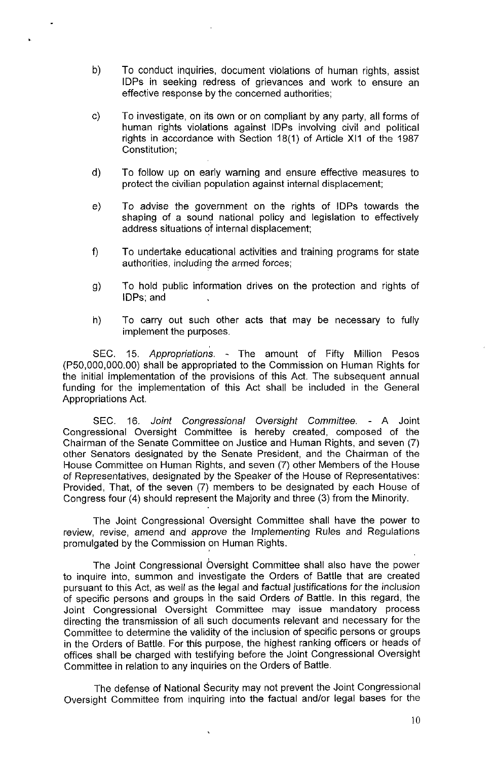b) To conduct inquiries, document violations of human rights, assist IDPs in seeking redress of grievances and work to ensure an effective response by the concerned authorities;

c) To investigate, on its own or on compliant by any party, all forms of human rights violations against IDPs involving civil and political rights in accordance with Section 18(1) of Article XI1 of the 1987 Constitution;

d) To follow up on early warning and ensure effective measures to protect the civilian population against internal displacement;

e) To advise the government on the rights of IDPs towards the shaping of a sound national policy and legislation to effectively address situations of internal displacement;

f) To undertake educational activities and training programs for state authorities, including the armed forces;

g) To hold public information drives on the protection and rights of IDPs; and

h) To carry out such other acts that may be necessary to fully implement the purposes.

SEC. 15. *Appropriations.* - The amount of Fifty Million Pesos (P50,000,000.00) shall be appropriated to the Commission on Human Rights for the initial implementation of the provisions of this Act. The subsequent annual funding for the implementation of this Act shall be included in the General Appropriations Act.

SEC. 16. *Joint Congressional Oversight Committee.* - A Joint Congressional Oversight Committee is hereby created, composed of the Chairman of the Senate Committee on Justice and Human Rights, and seven (7) other Senators designated by the Senate President, and the Chairman of the House Committee on Human Rights, and seven (7) other Members of the House of Representatives, designated by the Speaker of the House of Representatives: Provided, That, of the seven (7) members to be designated by each House of Congress four (4) should represent the Majority and three (3) from the Minority.

The Joint Congressional Oversight Committee shall have the power to review, revise, amend and approve the Implementing Rules and Regulations promulgated by the Commission on Human Rights.

The Joint Congressional Oversight Committee shall also have the power to inquire into, summon and investigate the Orders of Battle that are created pursuant to this Act, as well as the legal and factual justifications for the inclusion of specific persons and groups in the said Orders of Battle. In this regard, the Joint Congressional Oversight Committee may issue mandatory process directing the transmission of all such documents relevant and necessary for the Committee to determine the validity of the inclusion of specific persons or groups in the Orders of Battle. For this purpose, the highest ranking officers or heads of offices shall be charged with testifying before the Joint Congressional Oversight Committee in relation to any inquiries on the Orders of Battle.

The defense of National Security may not prevent the Joint Congressional Oversight Committee from inquiring into the factual and/or legal bases for the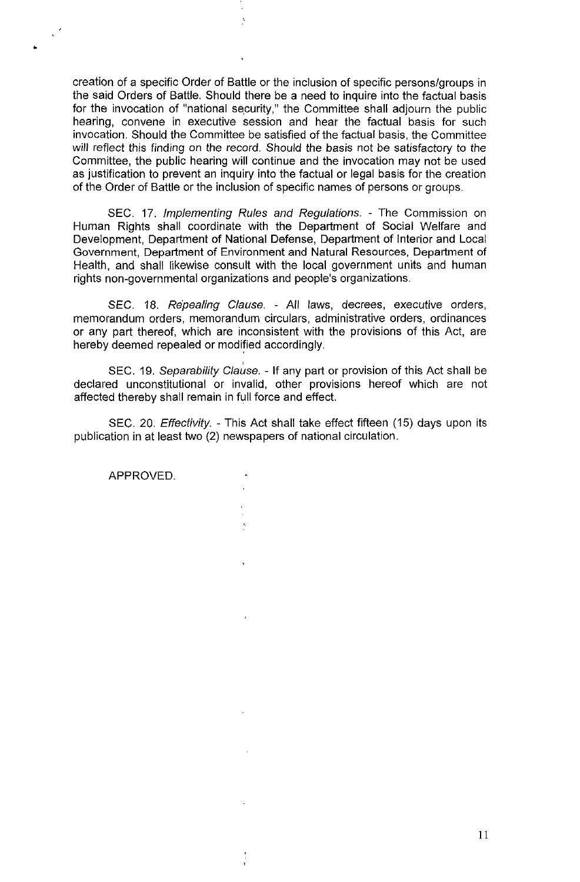creation of a specific Order of Battle or the inclusion of specific persons/groups in the said Orders of Battle. Should there be a need to inquire into the factual basis for the invocation of "national security," the Committee shall adjourn the public hearing, convene in executive session and hear the factual basis for such invocation. Should the Committee be satisfied of the factual basis, the Committee will reflect this finding on the record. Should the basis not be satisfactory to the Committee, the public hearing will continue and the invocation may not be used as justification to prevent an inquiry into the factual or legal basis for the creation of the Order of Battle or the inclusion of specific names of persons or groups.

SEC. 17. *Implementing Rules and Regulations.* - The Commission on Human Rights shall coordinate with the Department of Social Welfare and Development, Department of National Defense, Department of Interior and Local Government, Department of Environment and Natural Resources, Department of Health, and shall likewise consult with the local government units and human rights non-governmental organizations and people's organizations.

SEC. 18. *Repealing Clause.* - All laws, decrees, executive orders, memorandum orders, memorandum circulars, administrative orders, ordinances or any part thereof, which are inconsistent with the provisions of this Act, are hereby deemed repealed or modified accordingly.

SEC. 19. *Separability Clause.* - If any part or provision of this Act shall be declared unconstitutional or invalid, other provisions hereof which are not affected thereby shall remain in full force and effect.

SEC. 20. *Effectivity.* - This Act shall take effect fifteen (15) days upon its publication in at least two (2) newspapers of national circulation.

APPROVED.